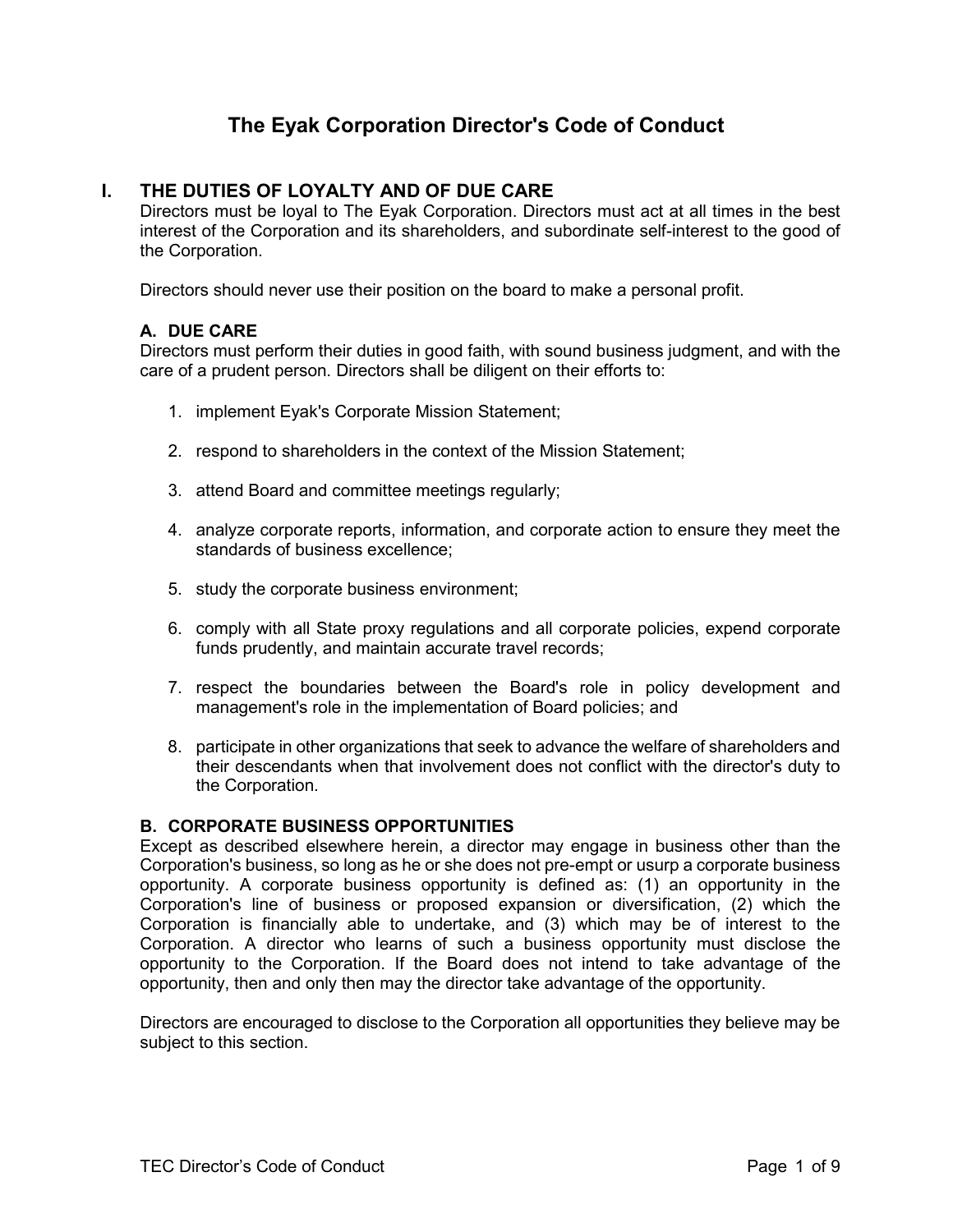# The Eyak Corporation Director's Code of Conduct

## I. THE DUTIES OF LOYALTY AND OF DUE CARE

Directors must be loyal to The Eyak Corporation. Directors must act at all times in the best interest of the Corporation and its shareholders, and subordinate self-interest to the good of the Corporation.

Directors should never use their position on the board to make a personal profit.

### A. DUE CARE

Directors must perform their duties in good faith, with sound business judgment, and with the care of a prudent person. Directors shall be diligent on their efforts to:

1. implement Eyak's Corporate Mission Statement;

2. respond to shareholders in the context of the Mission Statement;

3. attend Board and committee meetings regularly;

4. analyze corporate reports, information, and corporate action to ensure they meet the standards of business excellence;

5. study the corporate business environment;

6. comply with all State proxy regulations and all corporate policies, expend corporate funds prudently, and maintain accurate travel records;

7. respect the boundaries between the Board's role in policy development and management's role in the implementation of Board policies; and

8. participate in other organizations that seek to advance the welfare of shareholders and their descendants when that involvement does not conflict with the director's duty to the Corporation.

### B. CORPORATE BUSINESS OPPORTUNITIES

Except as described elsewhere herein, a director may engage in business other than the Corporation's business, so long as he or she does not pre-empt or usurp a corporate business opportunity. A corporate business opportunity is defined as: (1) an opportunity in the Corporation's line of business or proposed expansion or diversification, (2) which the Corporation is financially able to undertake, and (3) which may be of interest to the Corporation. A director who learns of such a business opportunity must disclose the opportunity to the Corporation. If the Board does not intend to take advantage of the opportunity, then and only then may the director take advantage of the opportunity.

Directors are encouraged to disclose to the Corporation all opportunities they believe may be subject to this section.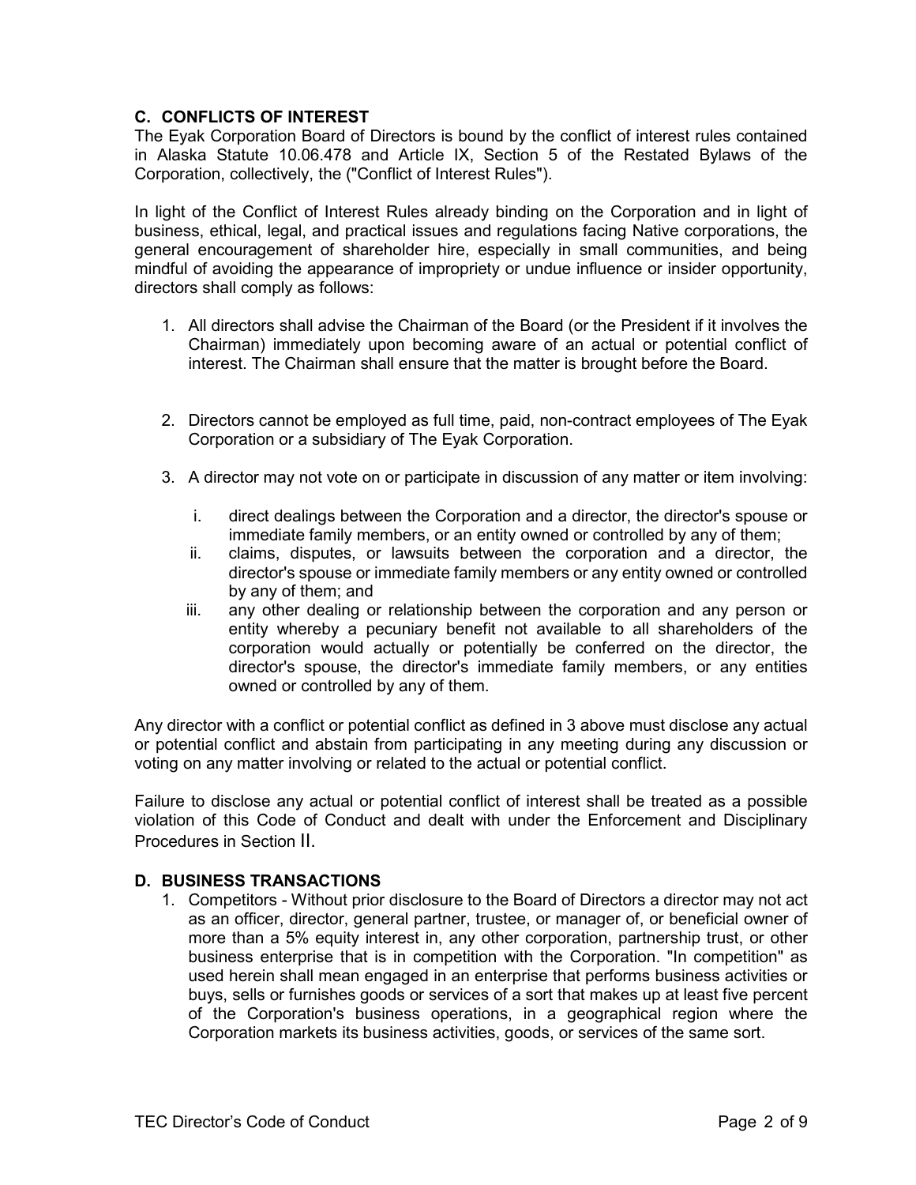## C. CONFLICTS OF INTEREST

The Eyak Corporation Board of Directors is bound by the conflict of interest rules contained in Alaska Statute 10.06.478 and Article IX, Section 5 of the Restated Bylaws of the Corporation, collectively, the ("Conflict of Interest Rules").

In light of the Conflict of Interest Rules already binding on the Corporation and in light of business, ethical, legal, and practical issues and regulations facing Native corporations, the general encouragement of shareholder hire, especially in small communities, and being mindful of avoiding the appearance of impropriety or undue influence or insider opportunity, directors shall comply as follows:

1. All directors shall advise the Chairman of the Board (or the President if it involves the Chairman) immediately upon becoming aware of an actual or potential conflict of interest. The Chairman shall ensure that the matter is brought before the Board.

2. Directors cannot be employed as full time, paid, non-contract employees of The Eyak Corporation or a subsidiary of The Eyak Corporation.

3. A director may not vote on or participate in discussion of any matter or item involving:

   i. direct dealings between the Corporation and a director, the director's spouse or immediate family members, or an entity owned or controlled by any of them;
   
   ii. claims, disputes, or lawsuits between the corporation and a director, the director's spouse or immediate family members or any entity owned or controlled by any of them; and
   
   iii. any other dealing or relationship between the corporation and any person or entity whereby a pecuniary benefit not available to all shareholders of the corporation would actually or potentially be conferred on the director, the director's spouse, the director's immediate family members, or any entities owned or controlled by any of them.

Any director with a conflict or potential conflict as defined in 3 above must disclose any actual or potential conflict and abstain from participating in any meeting during any discussion or voting on any matter involving or related to the actual or potential conflict.

Failure to disclose any actual or potential conflict of interest shall be treated as a possible violation of this Code of Conduct and dealt with under the Enforcement and Disciplinary Procedures in Section II.

## D. BUSINESS TRANSACTIONS

1. Competitors - Without prior disclosure to the Board of Directors a director may not act as an officer, director, general partner, trustee, or manager of, or beneficial owner of more than a 5% equity interest in, any other corporation, partnership trust, or other business enterprise that is in competition with the Corporation. "In competition" as used herein shall mean engaged in an enterprise that performs business activities or buys, sells or furnishes goods or services of a sort that makes up at least five percent of the Corporation's business operations, in a geographical region where the Corporation markets its business activities, goods, or services of the same sort.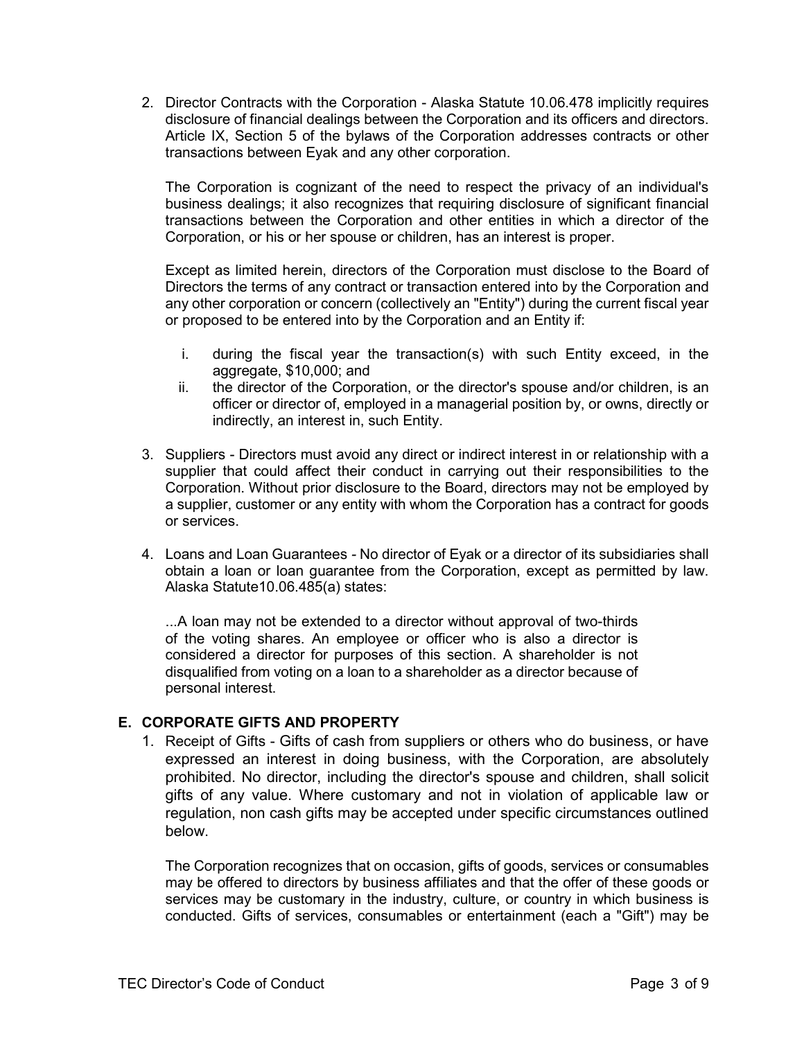2. Director Contracts with the Corporation - Alaska Statute 10.06.478 implicitly requires disclosure of financial dealings between the Corporation and its officers and directors. Article IX, Section 5 of the bylaws of the Corporation addresses contracts or other transactions between Eyak and any other corporation.

   The Corporation is cognizant of the need to respect the privacy of an individual's business dealings; it also recognizes that requiring disclosure of significant financial transactions between the Corporation and other entities in which a director of the Corporation, or his or her spouse or children, has an interest is proper.

   Except as limited herein, directors of the Corporation must disclose to the Board of Directors the terms of any contract or transaction entered into by the Corporation and any other corporation or concern (collectively an "Entity") during the current fiscal year or proposed to be entered into by the Corporation and an Entity if:

   i. during the fiscal year the transaction(s) with such Entity exceed, in the aggregate, $10,000; and
   ii. the director of the Corporation, or the director's spouse and/or children, is an officer or director of, employed in a managerial position by, or owns, directly or indirectly, an interest in, such Entity.

3. Suppliers - Directors must avoid any direct or indirect interest in or relationship with a supplier that could affect their conduct in carrying out their responsibilities to the Corporation. Without prior disclosure to the Board, directors may not be employed by a supplier, customer or any entity with whom the Corporation has a contract for goods or services.

4. Loans and Loan Guarantees - No director of Eyak or a director of its subsidiaries shall obtain a loan or loan guarantee from the Corporation, except as permitted by law. Alaska Statute10.06.485(a) states:

   > ...A loan may not be extended to a director without approval of two-thirds of the voting shares. An employee or officer who is also a director is considered a director for purposes of this section. A shareholder is not disqualified from voting on a loan to a shareholder as a director because of personal interest.

## E. CORPORATE GIFTS AND PROPERTY

1. Receipt of Gifts - Gifts of cash from suppliers or others who do business, or have expressed an interest in doing business, with the Corporation, are absolutely prohibited. No director, including the director's spouse and children, shall solicit gifts of any value. Where customary and not in violation of applicable law or regulation, non cash gifts may be accepted under specific circumstances outlined below.

   The Corporation recognizes that on occasion, gifts of goods, services or consumables may be offered to directors by business affiliates and that the offer of these goods or services may be customary in the industry, culture, or country in which business is conducted. Gifts of services, consumables or entertainment (each a "Gift") may be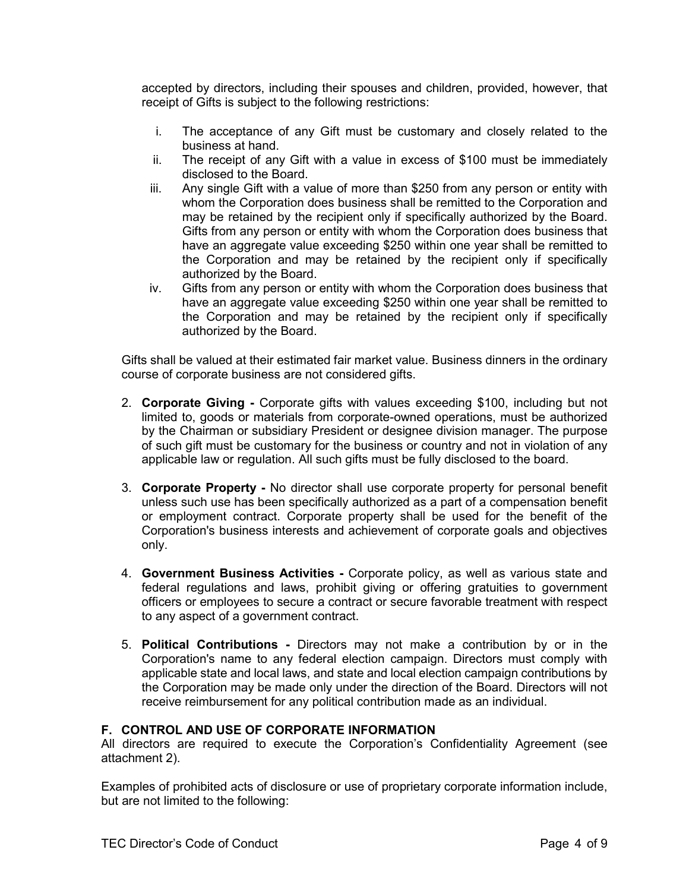accepted by directors, including their spouses and children, provided, however, that receipt of Gifts is subject to the following restrictions:

   i. The acceptance of any Gift must be customary and closely related to the business at hand.
   ii. The receipt of any Gift with a value in excess of $100 must be immediately disclosed to the Board.
   iii. Any single Gift with a value of more than $250 from any person or entity with whom the Corporation does business shall be remitted to the Corporation and may be retained by the recipient only if specifically authorized by the Board. Gifts from any person or entity with whom the Corporation does business that have an aggregate value exceeding $250 within one year shall be remitted to the Corporation and may be retained by the recipient only if specifically authorized by the Board.
   iv. Gifts from any person or entity with whom the Corporation does business that have an aggregate value exceeding $250 within one year shall be remitted to the Corporation and may be retained by the recipient only if specifically authorized by the Board.

Gifts shall be valued at their estimated fair market value. Business dinners in the ordinary course of corporate business are not considered gifts.

2. **Corporate Giving -** Corporate gifts with values exceeding $100, including but not limited to, goods or materials from corporate-owned operations, must be authorized by the Chairman or subsidiary President or designee division manager. The purpose of such gift must be customary for the business or country and not in violation of any applicable law or regulation. All such gifts must be fully disclosed to the board.

3. **Corporate Property -** No director shall use corporate property for personal benefit unless such use has been specifically authorized as a part of a compensation benefit or employment contract. Corporate property shall be used for the benefit of the Corporation's business interests and achievement of corporate goals and objectives only.

4. **Government Business Activities -** Corporate policy, as well as various state and federal regulations and laws, prohibit giving or offering gratuities to government officers or employees to secure a contract or secure favorable treatment with respect to any aspect of a government contract.

5. **Political Contributions -** Directors may not make a contribution by or in the Corporation's name to any federal election campaign. Directors must comply with applicable state and local laws, and state and local election campaign contributions by the Corporation may be made only under the direction of the Board. Directors will not receive reimbursement for any political contribution made as an individual.

### F. CONTROL AND USE OF CORPORATE INFORMATION

All directors are required to execute the Corporation's Confidentiality Agreement (see attachment 2).

Examples of prohibited acts of disclosure or use of proprietary corporate information include, but are not limited to the following: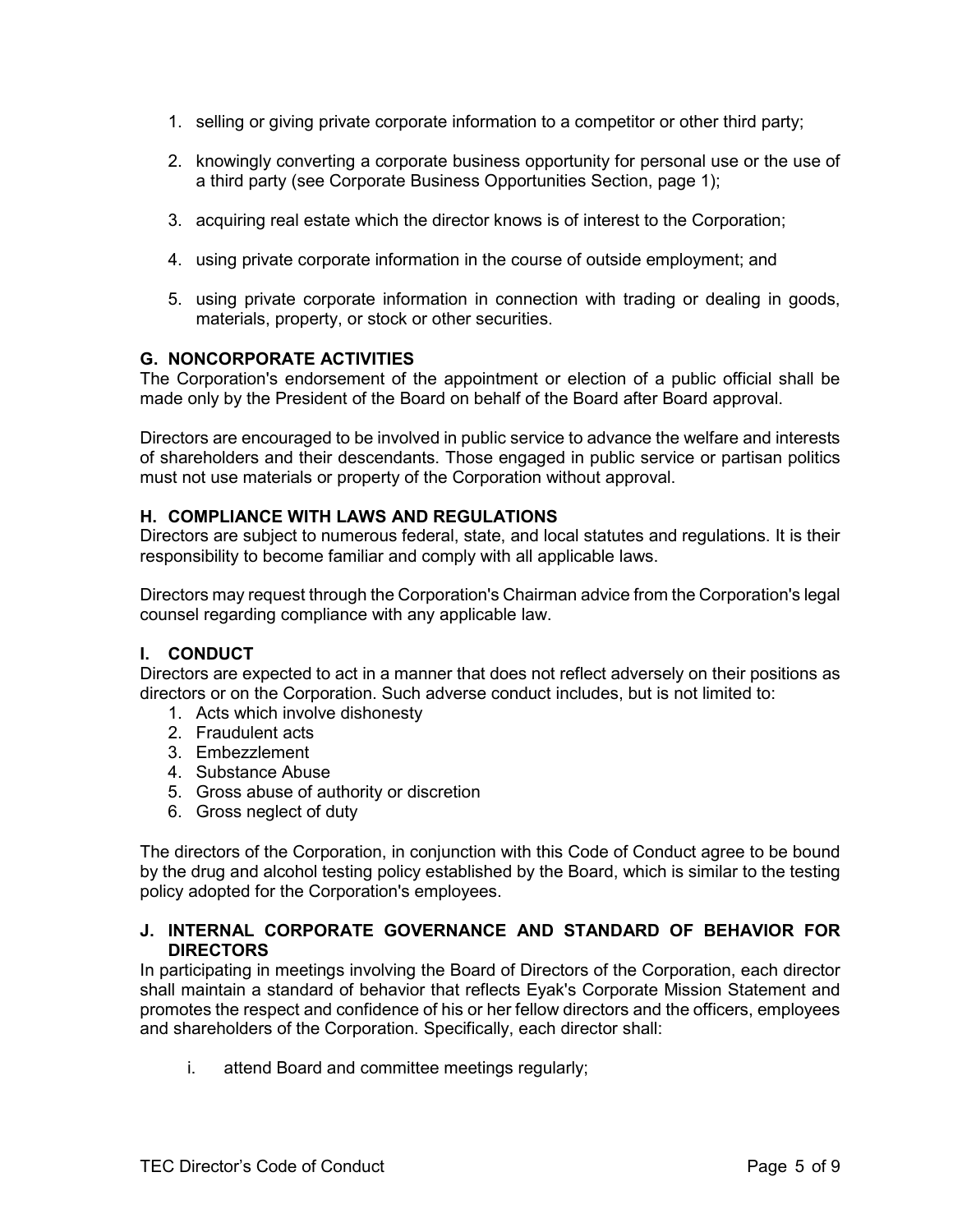1. selling or giving private corporate information to a competitor or other third party;

2. knowingly converting a corporate business opportunity for personal use or the use of a third party (see Corporate Business Opportunities Section, page 1);

3. acquiring real estate which the director knows is of interest to the Corporation;

4. using private corporate information in the course of outside employment; and

5. using private corporate information in connection with trading or dealing in goods, materials, property, or stock or other securities.

### G. NONCORPORATE ACTIVITIES

The Corporation's endorsement of the appointment or election of a public official shall be made only by the President of the Board on behalf of the Board after Board approval.

Directors are encouraged to be involved in public service to advance the welfare and interests of shareholders and their descendants. Those engaged in public service or partisan politics must not use materials or property of the Corporation without approval.

### H. COMPLIANCE WITH LAWS AND REGULATIONS

Directors are subject to numerous federal, state, and local statutes and regulations. It is their responsibility to become familiar and comply with all applicable laws.

Directors may request through the Corporation's Chairman advice from the Corporation's legal counsel regarding compliance with any applicable law.

### I. CONDUCT

Directors are expected to act in a manner that does not reflect adversely on their positions as directors or on the Corporation. Such adverse conduct includes, but is not limited to:

1. Acts which involve dishonesty
2. Fraudulent acts
3. Embezzlement
4. Substance Abuse
5. Gross abuse of authority or discretion
6. Gross neglect of duty

The directors of the Corporation, in conjunction with this Code of Conduct agree to be bound by the drug and alcohol testing policy established by the Board, which is similar to the testing policy adopted for the Corporation's employees.

### J. INTERNAL CORPORATE GOVERNANCE AND STANDARD OF BEHAVIOR FOR DIRECTORS

In participating in meetings involving the Board of Directors of the Corporation, each director shall maintain a standard of behavior that reflects Eyak's Corporate Mission Statement and promotes the respect and confidence of his or her fellow directors and the officers, employees and shareholders of the Corporation. Specifically, each director shall:

i. attend Board and committee meetings regularly;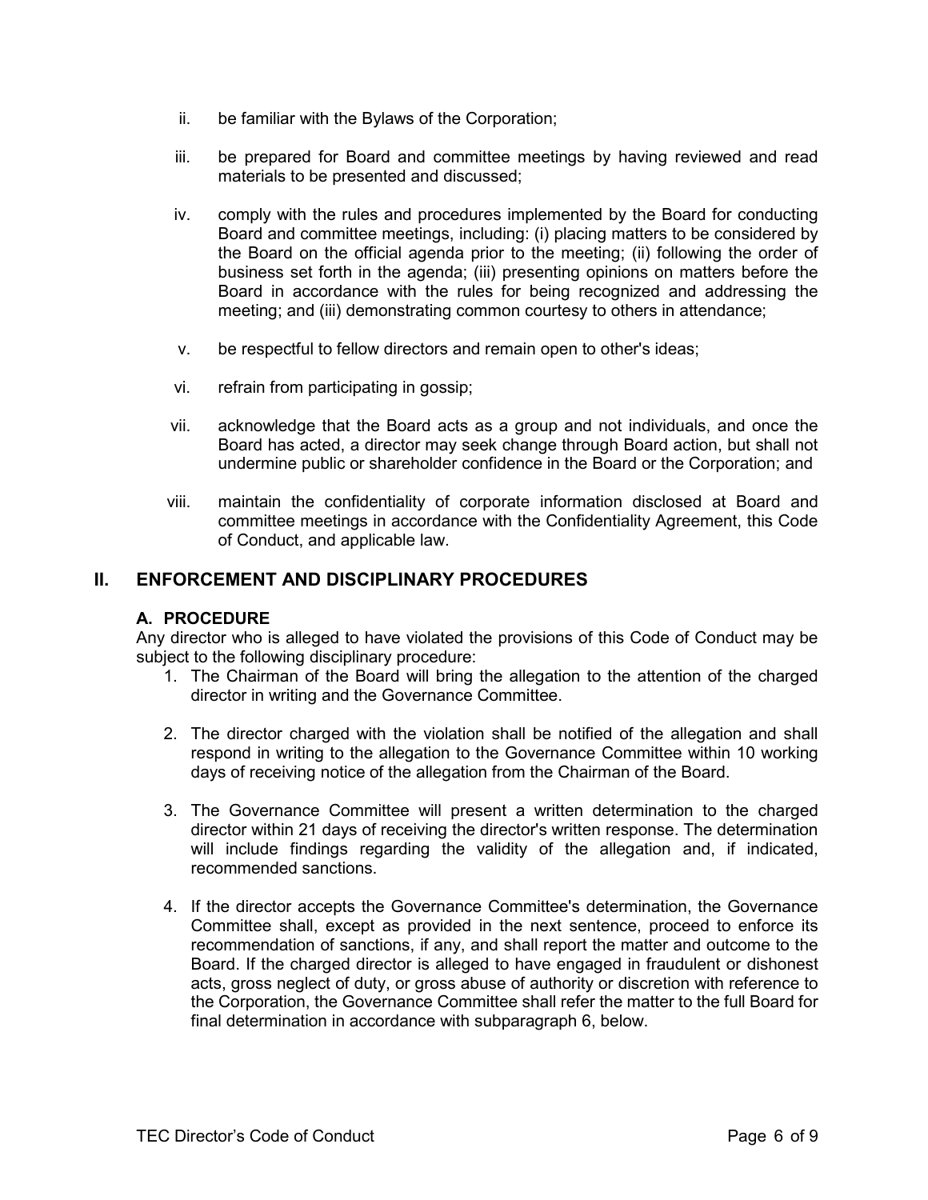ii. be familiar with the Bylaws of the Corporation;

iii. be prepared for Board and committee meetings by having reviewed and read materials to be presented and discussed;

iv. comply with the rules and procedures implemented by the Board for conducting Board and committee meetings, including: (i) placing matters to be considered by the Board on the official agenda prior to the meeting; (ii) following the order of business set forth in the agenda; (iii) presenting opinions on matters before the Board in accordance with the rules for being recognized and addressing the meeting; and (iii) demonstrating common courtesy to others in attendance;

v. be respectful to fellow directors and remain open to other's ideas;

vi. refrain from participating in gossip;

vii. acknowledge that the Board acts as a group and not individuals, and once the Board has acted, a director may seek change through Board action, but shall not undermine public or shareholder confidence in the Board or the Corporation; and

viii. maintain the confidentiality of corporate information disclosed at Board and committee meetings in accordance with the Confidentiality Agreement, this Code of Conduct, and applicable law.

## II. ENFORCEMENT AND DISCIPLINARY PROCEDURES

### A. PROCEDURE

Any director who is alleged to have violated the provisions of this Code of Conduct may be subject to the following disciplinary procedure:

1. The Chairman of the Board will bring the allegation to the attention of the charged director in writing and the Governance Committee.

2. The director charged with the violation shall be notified of the allegation and shall respond in writing to the allegation to the Governance Committee within 10 working days of receiving notice of the allegation from the Chairman of the Board.

3. The Governance Committee will present a written determination to the charged director within 21 days of receiving the director's written response. The determination will include findings regarding the validity of the allegation and, if indicated, recommended sanctions.

4. If the director accepts the Governance Committee's determination, the Governance Committee shall, except as provided in the next sentence, proceed to enforce its recommendation of sanctions, if any, and shall report the matter and outcome to the Board. If the charged director is alleged to have engaged in fraudulent or dishonest acts, gross neglect of duty, or gross abuse of authority or discretion with reference to the Corporation, the Governance Committee shall refer the matter to the full Board for final determination in accordance with subparagraph 6, below.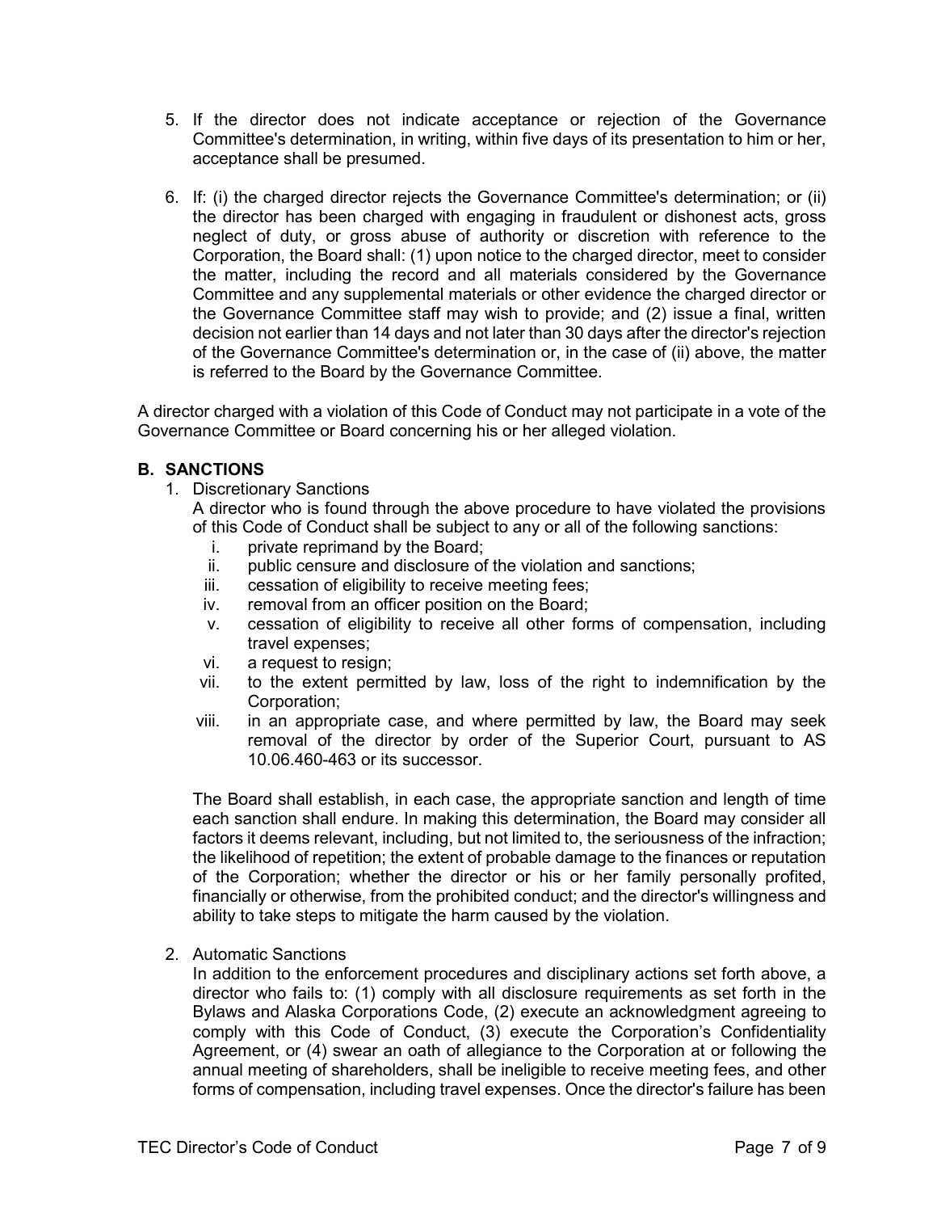5. If the director does not indicate acceptance or rejection of the Governance Committee's determination, in writing, within five days of its presentation to him or her, acceptance shall be presumed.

6. If: (i) the charged director rejects the Governance Committee's determination; or (ii) the director has been charged with engaging in fraudulent or dishonest acts, gross neglect of duty, or gross abuse of authority or discretion with reference to the Corporation, the Board shall: (1) upon notice to the charged director, meet to consider the matter, including the record and all materials considered by the Governance Committee and any supplemental materials or other evidence the charged director or the Governance Committee staff may wish to provide; and (2) issue a final, written decision not earlier than 14 days and not later than 30 days after the director's rejection of the Governance Committee's determination or, in the case of (ii) above, the matter is referred to the Board by the Governance Committee.

A director charged with a violation of this Code of Conduct may not participate in a vote of the Governance Committee or Board concerning his or her alleged violation.

## B. SANCTIONS

1. Discretionary Sanctions

   A director who is found through the above procedure to have violated the provisions of this Code of Conduct shall be subject to any or all of the following sanctions:

   i. private reprimand by the Board;
   ii. public censure and disclosure of the violation and sanctions;
   iii. cessation of eligibility to receive meeting fees;
   iv. removal from an officer position on the Board;
   v. cessation of eligibility to receive all other forms of compensation, including travel expenses;
   vi. a request to resign;
   vii. to the extent permitted by law, loss of the right to indemnification by the Corporation;
   viii. in an appropriate case, and where permitted by law, the Board may seek removal of the director by order of the Superior Court, pursuant to AS 10.06.460-463 or its successor.

   The Board shall establish, in each case, the appropriate sanction and length of time each sanction shall endure. In making this determination, the Board may consider all factors it deems relevant, including, but not limited to, the seriousness of the infraction; the likelihood of repetition; the extent of probable damage to the finances or reputation of the Corporation; whether the director or his or her family personally profited, financially or otherwise, from the prohibited conduct; and the director's willingness and ability to take steps to mitigate the harm caused by the violation.

2. Automatic Sanctions

   In addition to the enforcement procedures and disciplinary actions set forth above, a director who fails to: (1) comply with all disclosure requirements as set forth in the Bylaws and Alaska Corporations Code, (2) execute an acknowledgment agreeing to comply with this Code of Conduct, (3) execute the Corporation's Confidentiality Agreement, or (4) swear an oath of allegiance to the Corporation at or following the annual meeting of shareholders, shall be ineligible to receive meeting fees, and other forms of compensation, including travel expenses. Once the director's failure has been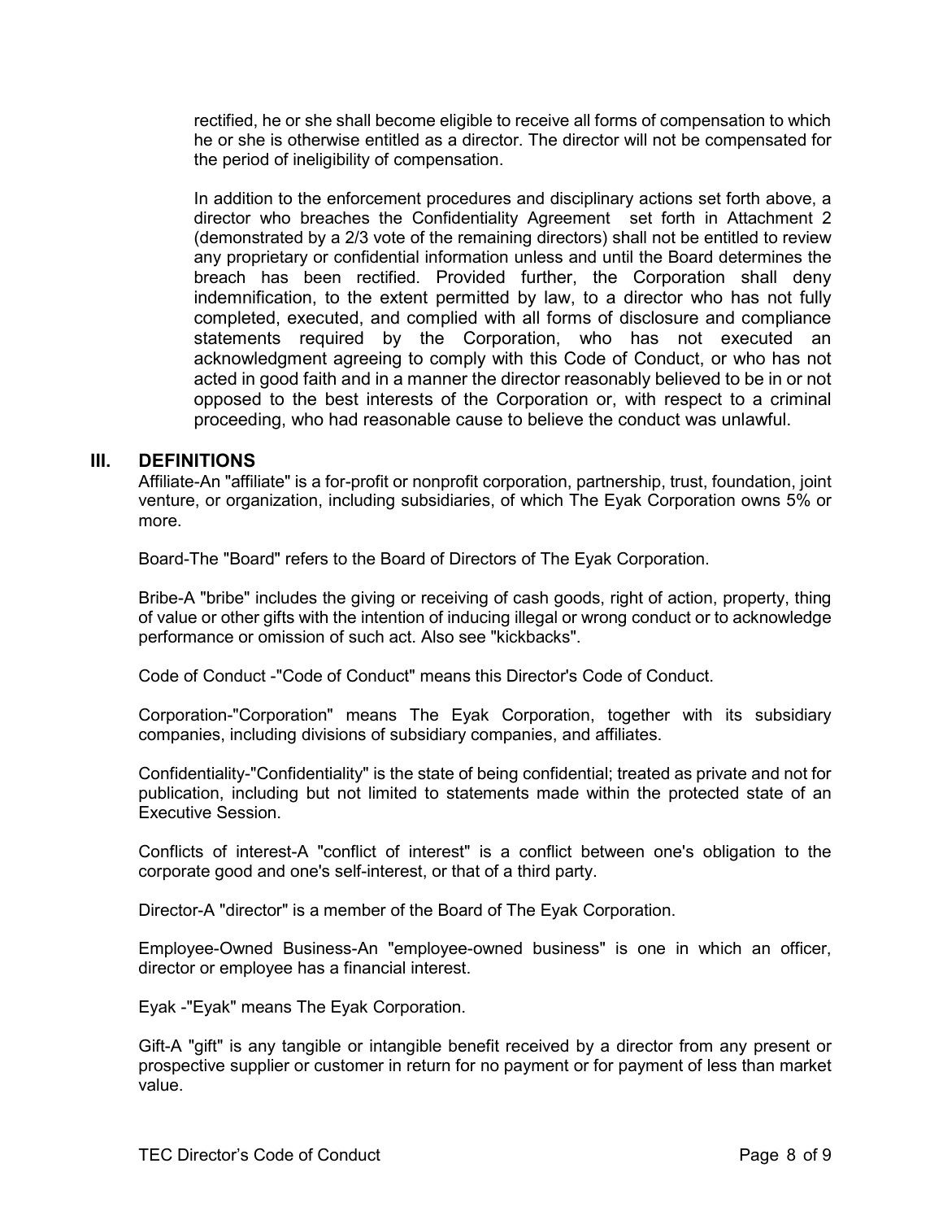rectified, he or she shall become eligible to receive all forms of compensation to which he or she is otherwise entitled as a director. The director will not be compensated for the period of ineligibility of compensation.

In addition to the enforcement procedures and disciplinary actions set forth above, a director who breaches the Confidentiality Agreement set forth in Attachment 2 (demonstrated by a 2/3 vote of the remaining directors) shall not be entitled to review any proprietary or confidential information unless and until the Board determines the breach has been rectified. Provided further, the Corporation shall deny indemnification, to the extent permitted by law, to a director who has not fully completed, executed, and complied with all forms of disclosure and compliance statements required by the Corporation, who has not executed an acknowledgment agreeing to comply with this Code of Conduct, or who has not acted in good faith and in a manner the director reasonably believed to be in or not opposed to the best interests of the Corporation or, with respect to a criminal proceeding, who had reasonable cause to believe the conduct was unlawful.

## III. DEFINITIONS

Affiliate-An "affiliate" is a for-profit or nonprofit corporation, partnership, trust, foundation, joint venture, or organization, including subsidiaries, of which The Eyak Corporation owns 5% or more.

Board-The "Board" refers to the Board of Directors of The Eyak Corporation.

Bribe-A "bribe" includes the giving or receiving of cash goods, right of action, property, thing of value or other gifts with the intention of inducing illegal or wrong conduct or to acknowledge performance or omission of such act. Also see "kickbacks".

Code of Conduct -"Code of Conduct" means this Director's Code of Conduct.

Corporation-"Corporation" means The Eyak Corporation, together with its subsidiary companies, including divisions of subsidiary companies, and affiliates.

Confidentiality-"Confidentiality" is the state of being confidential; treated as private and not for publication, including but not limited to statements made within the protected state of an Executive Session.

Conflicts of interest-A "conflict of interest" is a conflict between one's obligation to the corporate good and one's self-interest, or that of a third party.

Director-A "director" is a member of the Board of The Eyak Corporation.

Employee-Owned Business-An "employee-owned business" is one in which an officer, director or employee has a financial interest.

Eyak -"Eyak" means The Eyak Corporation.

Gift-A "gift" is any tangible or intangible benefit received by a director from any present or prospective supplier or customer in return for no payment or for payment of less than market value.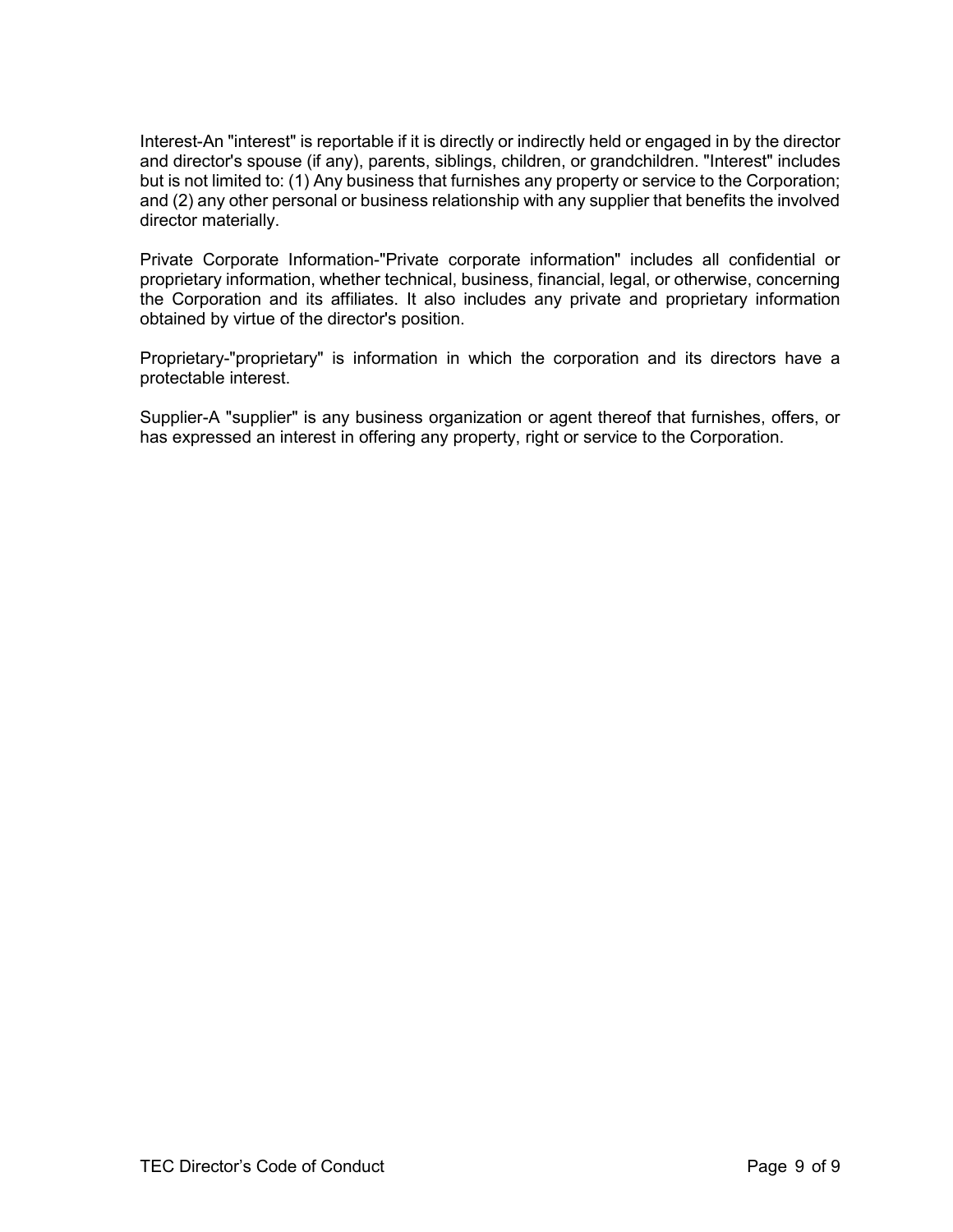Interest-An "interest" is reportable if it is directly or indirectly held or engaged in by the director and director's spouse (if any), parents, siblings, children, or grandchildren. "Interest" includes but is not limited to: (1) Any business that furnishes any property or service to the Corporation; and (2) any other personal or business relationship with any supplier that benefits the involved director materially.

Private Corporate Information-"Private corporate information" includes all confidential or proprietary information, whether technical, business, financial, legal, or otherwise, concerning the Corporation and its affiliates. It also includes any private and proprietary information obtained by virtue of the director's position.

Proprietary-"proprietary" is information in which the corporation and its directors have a protectable interest.

Supplier-A "supplier" is any business organization or agent thereof that furnishes, offers, or has expressed an interest in offering any property, right or service to the Corporation.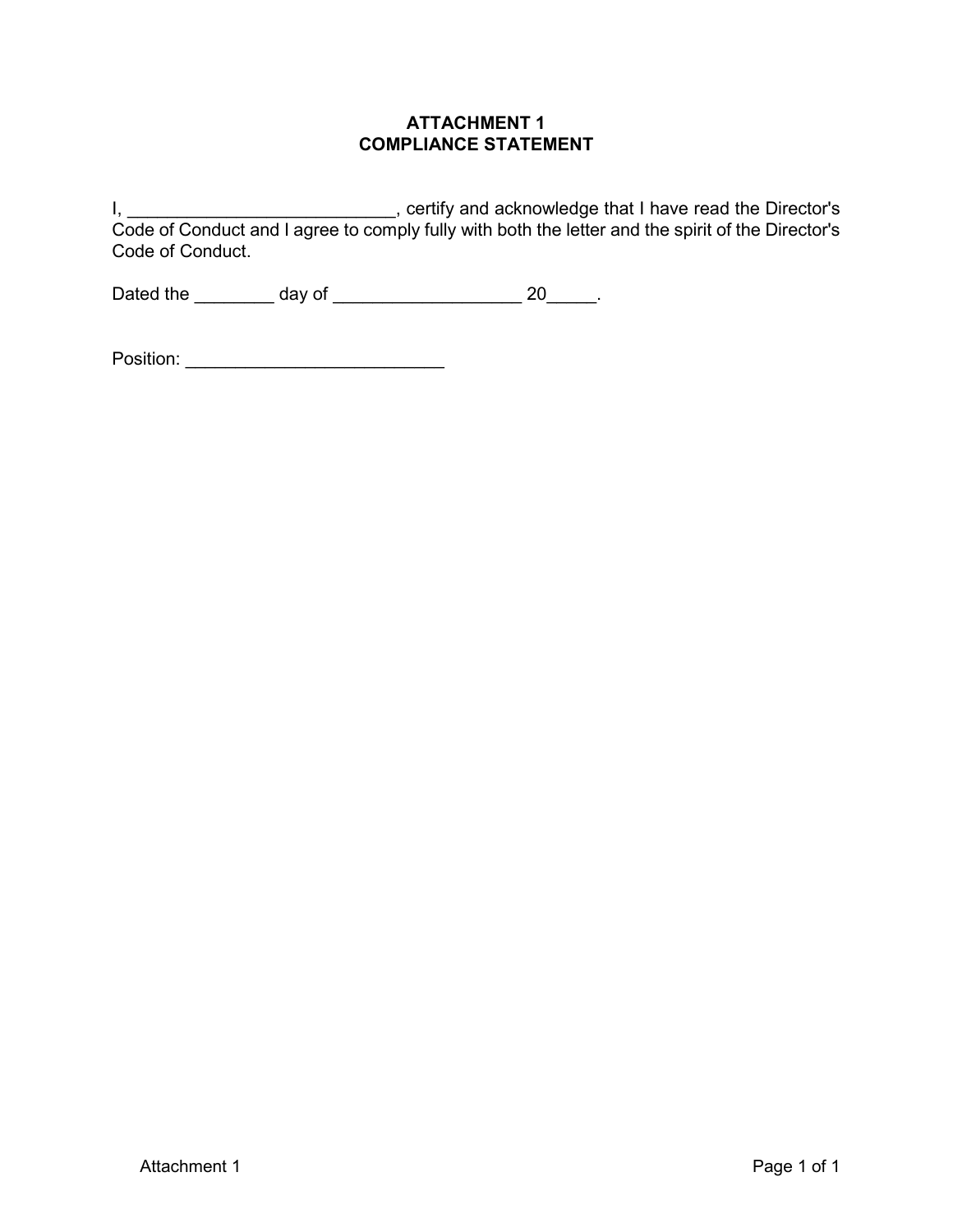# ATTACHMENT 1
# COMPLIANCE STATEMENT

I, ___________________________, certify and acknowledge that I have read the Director's Code of Conduct and I agree to comply fully with both the letter and the spirit of the Director's Code of Conduct.

Dated the ________ day of ___________________ 20_____.

Position: __________________________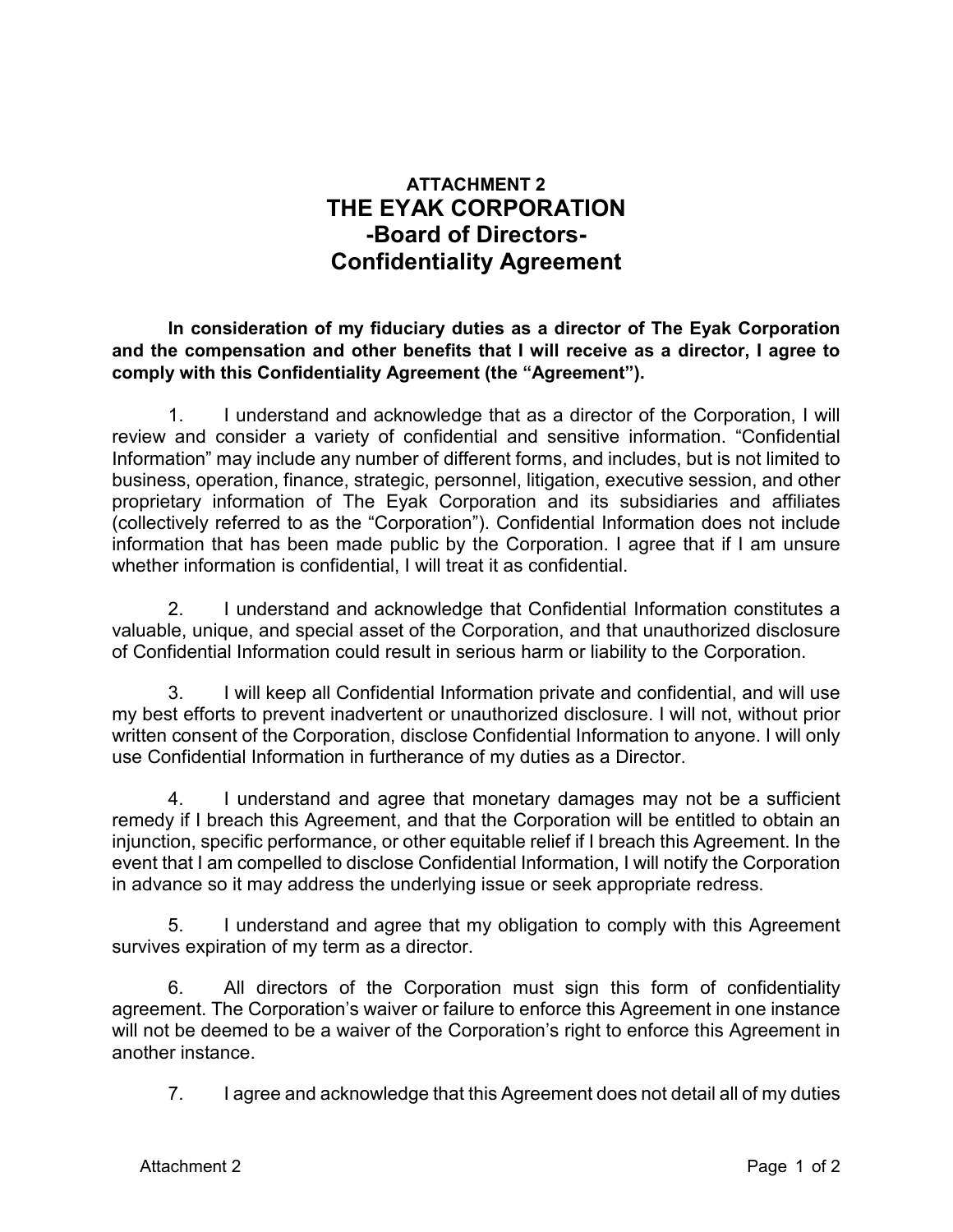# ATTACHMENT 2
# THE EYAK CORPORATION
## -Board of Directors-
## Confidentiality Agreement

**In consideration of my fiduciary duties as a director of The Eyak Corporation and the compensation and other benefits that I will receive as a director, I agree to comply with this Confidentiality Agreement (the "Agreement").**

1. I understand and acknowledge that as a director of the Corporation, I will review and consider a variety of confidential and sensitive information. "Confidential Information" may include any number of different forms, and includes, but is not limited to business, operation, finance, strategic, personnel, litigation, executive session, and other proprietary information of The Eyak Corporation and its subsidiaries and affiliates (collectively referred to as the "Corporation"). Confidential Information does not include information that has been made public by the Corporation. I agree that if I am unsure whether information is confidential, I will treat it as confidential.

2. I understand and acknowledge that Confidential Information constitutes a valuable, unique, and special asset of the Corporation, and that unauthorized disclosure of Confidential Information could result in serious harm or liability to the Corporation.

3. I will keep all Confidential Information private and confidential, and will use my best efforts to prevent inadvertent or unauthorized disclosure. I will not, without prior written consent of the Corporation, disclose Confidential Information to anyone. I will only use Confidential Information in furtherance of my duties as a Director.

4. I understand and agree that monetary damages may not be a sufficient remedy if I breach this Agreement, and that the Corporation will be entitled to obtain an injunction, specific performance, or other equitable relief if I breach this Agreement. In the event that I am compelled to disclose Confidential Information, I will notify the Corporation in advance so it may address the underlying issue or seek appropriate redress.

5. I understand and agree that my obligation to comply with this Agreement survives expiration of my term as a director.

6. All directors of the Corporation must sign this form of confidentiality agreement. The Corporation's waiver or failure to enforce this Agreement in one instance will not be deemed to be a waiver of the Corporation's right to enforce this Agreement in another instance.

7. I agree and acknowledge that this Agreement does not detail all of my duties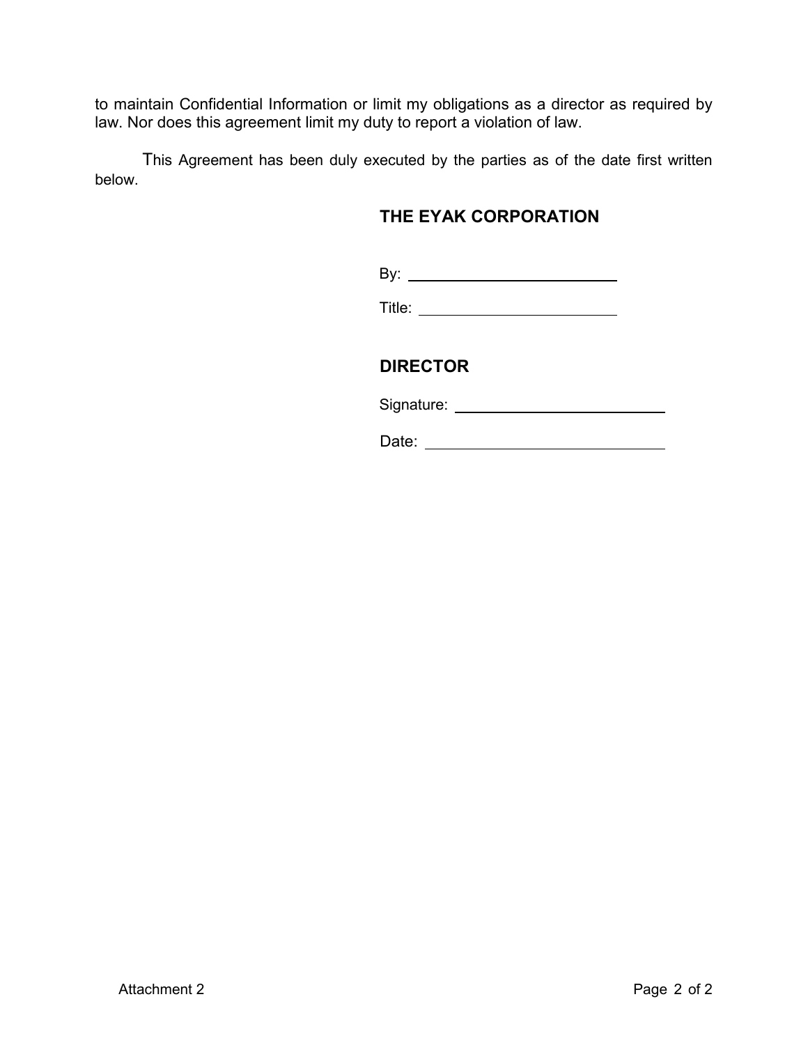to maintain Confidential Information or limit my obligations as a director as required by law. Nor does this agreement limit my duty to report a violation of law.

This Agreement has been duly executed by the parties as of the date first written below.

**THE EYAK CORPORATION**

By: ____________________________

Title: __________________________

**DIRECTOR**

Signature: ____________________________

Date: ________________________________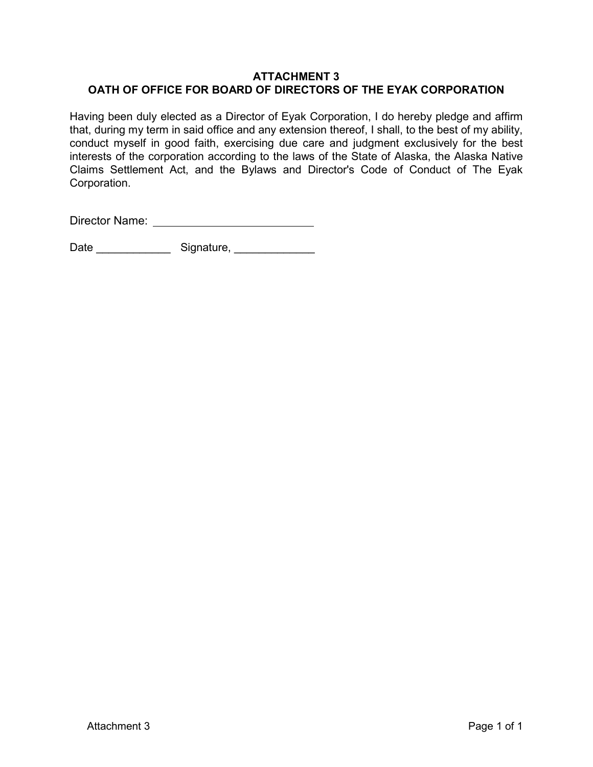**ATTACHMENT 3**
**OATH OF OFFICE FOR BOARD OF DIRECTORS OF THE EYAK CORPORATION**

Having been duly elected as a Director of Eyak Corporation, I do hereby pledge and affirm that, during my term in said office and any extension thereof, I shall, to the best of my ability, conduct myself in good faith, exercising due care and judgment exclusively for the best interests of the corporation according to the laws of the State of Alaska, the Alaska Native Claims Settlement Act, and the Bylaws and Director's Code of Conduct of The Eyak Corporation.

Director Name: __________________________

Date ____________ Signature, _____________